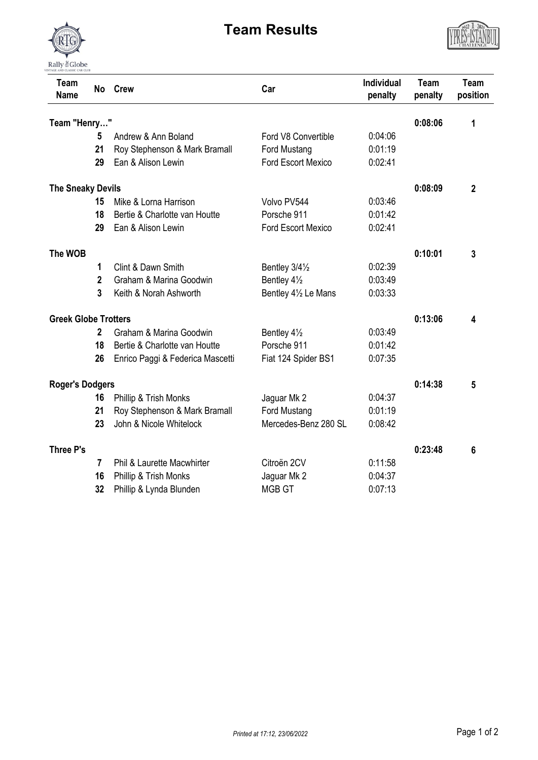# Team Results

| Team Name | No | Crew | Car | Individual penalty | Team penalty | Team position |
|---|---|---|---|---|---|---|
| **Team "Henry…"** | | | | | **0:08:06** | **1** |
| | **5** | Andrew & Ann Boland | Ford V8 Convertible | 0:04:06 | | |
| | **21** | Roy Stephenson & Mark Bramall | Ford Mustang | 0:01:19 | | |
| | **29** | Ean & Alison Lewin | Ford Escort Mexico | 0:02:41 | | |
| **The Sneaky Devils** | | | | | **0:08:09** | **2** |
| | **15** | Mike & Lorna Harrison | Volvo PV544 | 0:03:46 | | |
| | **18** | Bertie & Charlotte van Houtte | Porsche 911 | 0:01:42 | | |
| | **29** | Ean & Alison Lewin | Ford Escort Mexico | 0:02:41 | | |
| **The WOB** | | | | | **0:10:01** | **3** |
| | **1** | Clint & Dawn Smith | Bentley 3/4½ | 0:02:39 | | |
| | **2** | Graham & Marina Goodwin | Bentley 4½ | 0:03:49 | | |
| | **3** | Keith & Norah Ashworth | Bentley 4½ Le Mans | 0:03:33 | | |
| **Greek Globe Trotters** | | | | | **0:13:06** | **4** |
| | **2** | Graham & Marina Goodwin | Bentley 4½ | 0:03:49 | | |
| | **18** | Bertie & Charlotte van Houtte | Porsche 911 | 0:01:42 | | |
| | **26** | Enrico Paggi & Federica Mascetti | Fiat 124 Spider BS1 | 0:07:35 | | |
| **Roger's Dodgers** | | | | | **0:14:38** | **5** |
| | **16** | Phillip & Trish Monks | Jaguar Mk 2 | 0:04:37 | | |
| | **21** | Roy Stephenson & Mark Bramall | Ford Mustang | 0:01:19 | | |
| | **23** | John & Nicole Whitelock | Mercedes-Benz 280 SL | 0:08:42 | | |
| **Three P's** | | | | | **0:23:48** | **6** |
| | **7** | Phil & Laurette Macwhirter | Citroën 2CV | 0:11:58 | | |
| | **16** | Phillip & Trish Monks | Jaguar Mk 2 | 0:04:37 | | |
| | **32** | Phillip & Lynda Blunden | MGB GT | 0:07:13 | | |

*Printed at 17:12, 23/06/2022*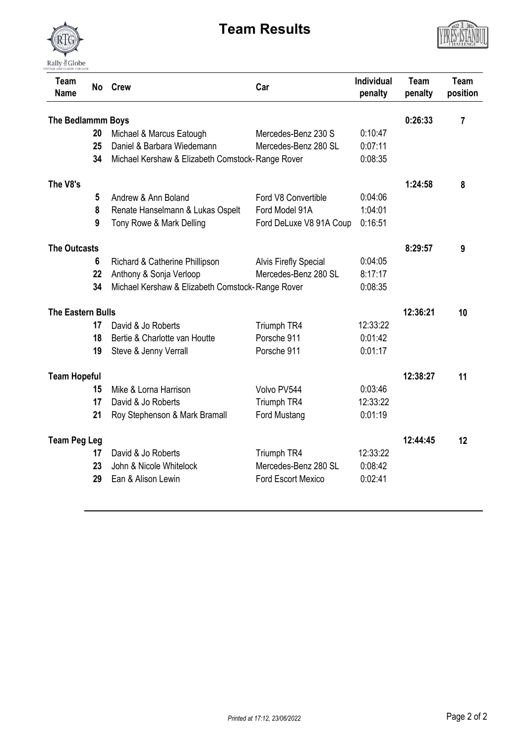# Team Results

| Team Name | No | Crew | Car | Individual penalty | Team penalty | Team position |
|---|---|---|---|---|---|---|
| **The Bedlammm Boys** | | | | | 0:26:33 | 7 |
| | 20 | Michael & Marcus Eatough | Mercedes-Benz 230 S | 0:10:47 | | |
| | 25 | Daniel & Barbara Wiedemann | Mercedes-Benz 280 SL | 0:07:11 | | |
| | 34 | Michael Kershaw & Elizabeth Comstock- | Range Rover | 0:08:35 | | |
| **The V8's** | | | | | 1:24:58 | 8 |
| | 5 | Andrew & Ann Boland | Ford V8 Convertible | 0:04:06 | | |
| | 8 | Renate Hanselmann & Lukas Ospelt | Ford Model 91A | 1:04:01 | | |
| | 9 | Tony Rowe & Mark Delling | Ford DeLuxe V8 91A Coup | 0:16:51 | | |
| **The Outcasts** | | | | | 8:29:57 | 9 |
| | 6 | Richard & Catherine Phillipson | Alvis Firefly Special | 0:04:05 | | |
| | 22 | Anthony & Sonja Verloop | Mercedes-Benz 280 SL | 8:17:17 | | |
| | 34 | Michael Kershaw & Elizabeth Comstock- | Range Rover | 0:08:35 | | |
| **The Eastern Bulls** | | | | | 12:36:21 | 10 |
| | 17 | David & Jo Roberts | Triumph TR4 | 12:33:22 | | |
| | 18 | Bertie & Charlotte van Houtte | Porsche 911 | 0:01:42 | | |
| | 19 | Steve & Jenny Verrall | Porsche 911 | 0:01:17 | | |
| **Team Hopeful** | | | | | 12:38:27 | 11 |
| | 15 | Mike & Lorna Harrison | Volvo PV544 | 0:03:46 | | |
| | 17 | David & Jo Roberts | Triumph TR4 | 12:33:22 | | |
| | 21 | Roy Stephenson & Mark Bramall | Ford Mustang | 0:01:19 | | |
| **Team Peg Leg** | | | | | 12:44:45 | 12 |
| | 17 | David & Jo Roberts | Triumph TR4 | 12:33:22 | | |
| | 23 | John & Nicole Whitelock | Mercedes-Benz 280 SL | 0:08:42 | | |
| | 29 | Ean & Alison Lewin | Ford Escort Mexico | 0:02:41 | | |

*Printed at 17:12, 23/06/2022*